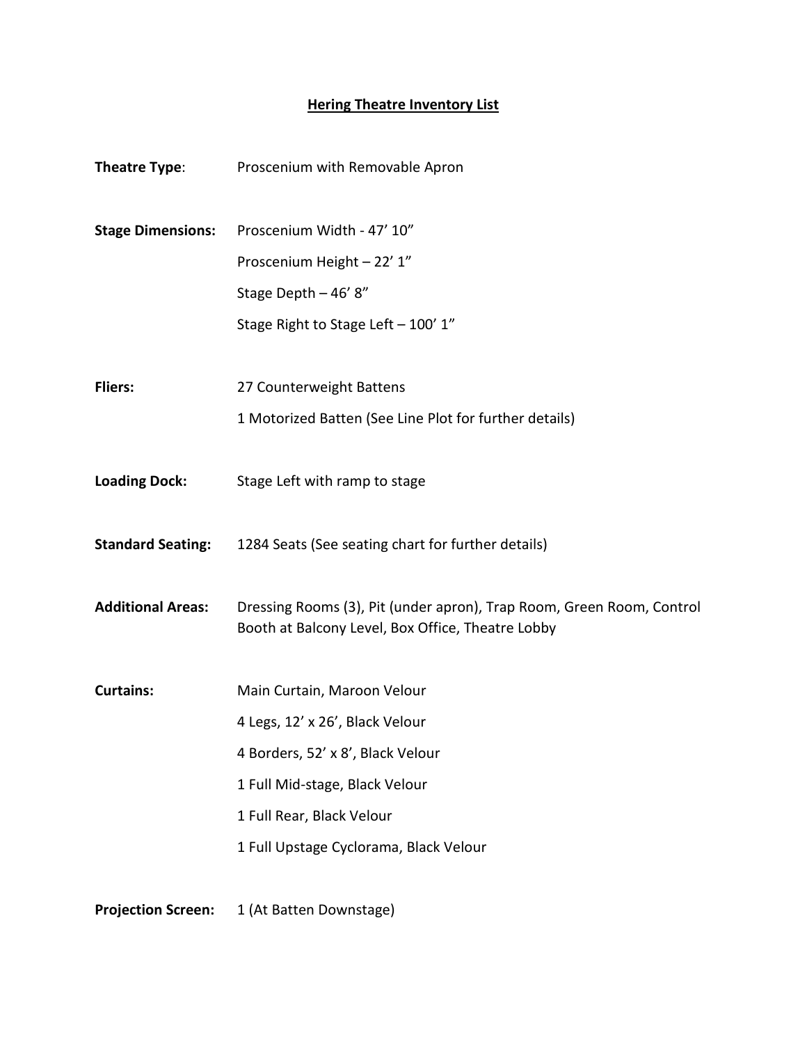# Hering Theatre Inventory List

**Theatre Type**: Proscenium with Removable Apron

**Stage Dimensions:**
- Proscenium Width - 47' 10"
- Proscenium Height – 22' 1"
- Stage Depth – 46' 8"
- Stage Right to Stage Left – 100' 1"

**Fliers:**
- 27 Counterweight Battens
- 1 Motorized Batten (See Line Plot for further details)

**Loading Dock:** Stage Left with ramp to stage

**Standard Seating:** 1284 Seats (See seating chart for further details)

**Additional Areas:** Dressing Rooms (3), Pit (under apron), Trap Room, Green Room, Control Booth at Balcony Level, Box Office, Theatre Lobby

**Curtains:**
- Main Curtain, Maroon Velour
- 4 Legs, 12' x 26', Black Velour
- 4 Borders, 52' x 8', Black Velour
- 1 Full Mid-stage, Black Velour
- 1 Full Rear, Black Velour
- 1 Full Upstage Cyclorama, Black Velour

**Projection Screen:** 1 (At Batten Downstage)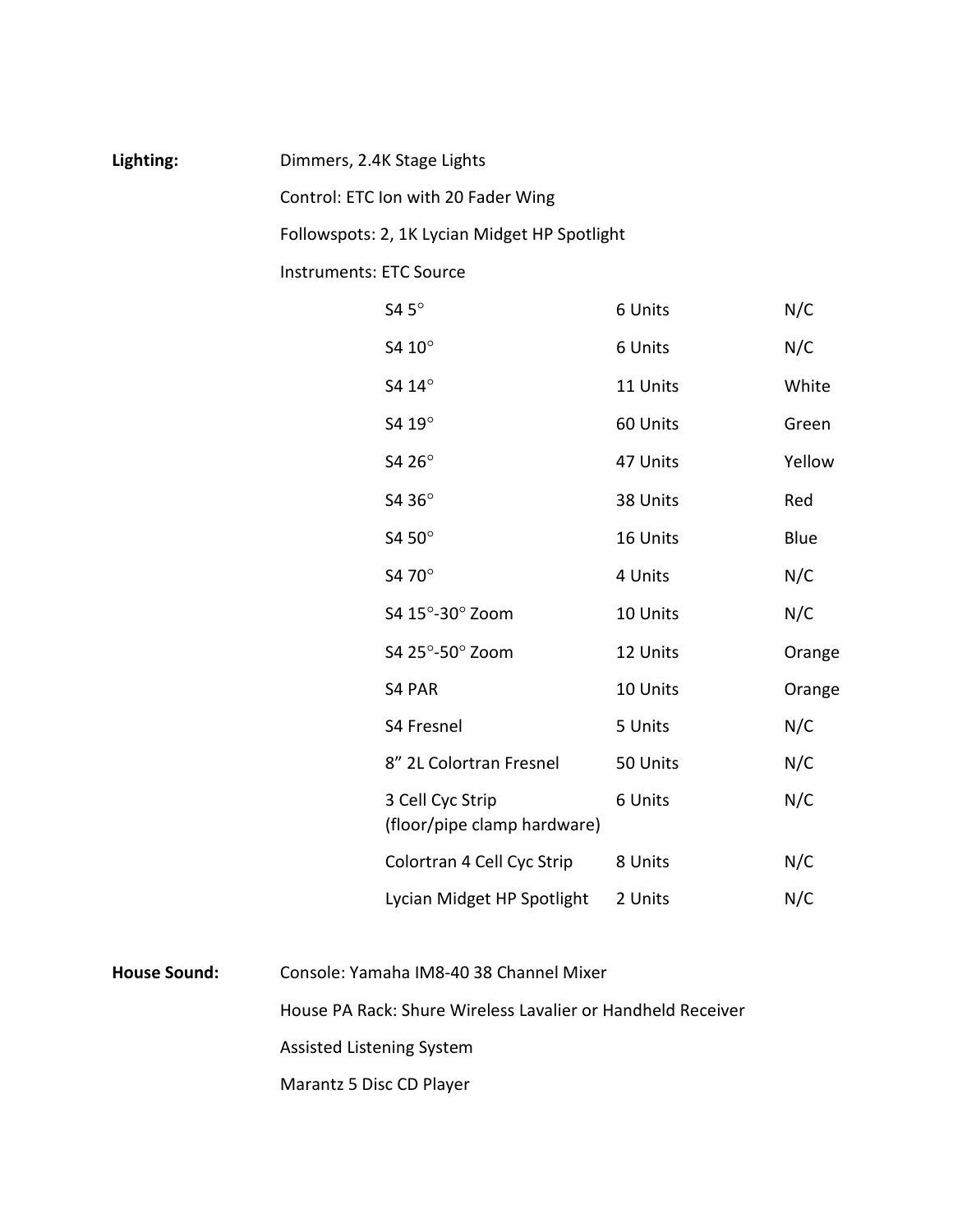**Lighting:**

Dimmers, 2.4K Stage Lights

Control: ETC Ion with 20 Fader Wing

Followspots: 2, 1K Lycian Midget HP Spotlight

Instruments: ETC Source

| Instrument | Quantity | Color |
|---|---|---|
| S4 5° | 6 Units | N/C |
| S4 10° | 6 Units | N/C |
| S4 14° | 11 Units | White |
| S4 19° | 60 Units | Green |
| S4 26° | 47 Units | Yellow |
| S4 36° | 38 Units | Red |
| S4 50° | 16 Units | Blue |
| S4 70° | 4 Units | N/C |
| S4 15°-30° Zoom | 10 Units | N/C |
| S4 25°-50° Zoom | 12 Units | Orange |
| S4 PAR | 10 Units | Orange |
| S4 Fresnel | 5 Units | N/C |
| 8" 2L Colortran Fresnel | 50 Units | N/C |
| 3 Cell Cyc Strip (floor/pipe clamp hardware) | 6 Units | N/C |
| Colortran 4 Cell Cyc Strip | 8 Units | N/C |
| Lycian Midget HP Spotlight | 2 Units | N/C |

**House Sound:**

Console: Yamaha IM8-40 38 Channel Mixer

House PA Rack: Shure Wireless Lavalier or Handheld Receiver

Assisted Listening System

Marantz 5 Disc CD Player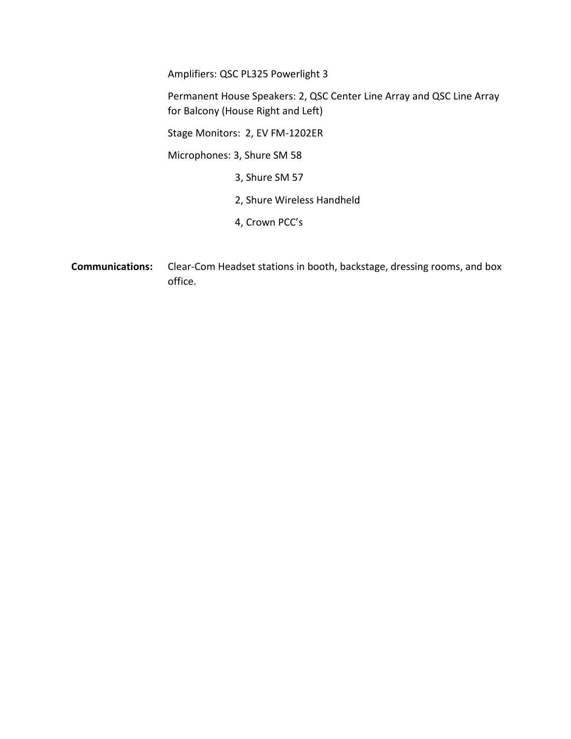Amplifiers: QSC PL325 Powerlight 3

Permanent House Speakers: 2, QSC Center Line Array and QSC Line Array for Balcony (House Right and Left)

Stage Monitors: 2, EV FM-1202ER

Microphones: 3, Shure SM 58

3, Shure SM 57

2, Shure Wireless Handheld

4, Crown PCC's

**Communications:** Clear-Com Headset stations in booth, backstage, dressing rooms, and box office.